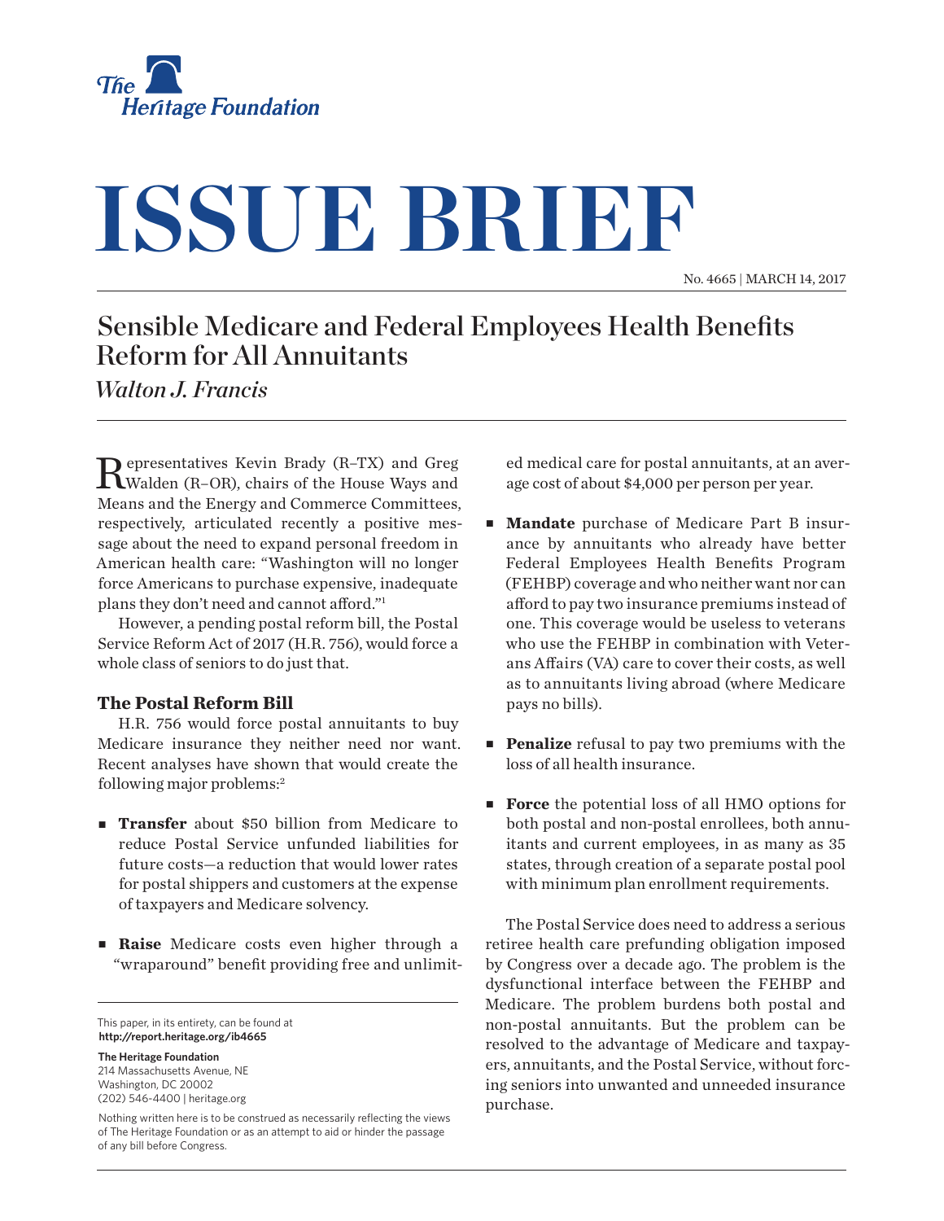# ISSUE BRIEF

No. 4665 | MARCH 14, 2017

## Sensible Medicare and Federal Employees Health Benefits Reform for All Annuitants

*Walton J. Francis*

Representatives Kevin Brady (R–TX) and Greg Walden (R–OR), chairs of the House Ways and Means and the Energy and Commerce Committees, respectively, articulated recently a positive message about the need to expand personal freedom in American health care: "Washington will no longer force Americans to purchase expensive, inadequate plans they don't need and cannot afford."[1]

However, a pending postal reform bill, the Postal Service Reform Act of 2017 (H.R. 756), would force a whole class of seniors to do just that.

### The Postal Reform Bill

H.R. 756 would force postal annuitants to buy Medicare insurance they neither need nor want. Recent analyses have shown that would create the following major problems:[2]

- **Transfer** about $50 billion from Medicare to reduce Postal Service unfunded liabilities for future costs—a reduction that would lower rates for postal shippers and customers at the expense of taxpayers and Medicare solvency.
- **Raise** Medicare costs even higher through a "wraparound" benefit providing free and unlimited medical care for postal annuitants, at an average cost of about $4,000 per person per year.
- **Mandate** purchase of Medicare Part B insurance by annuitants who already have better Federal Employees Health Benefits Program (FEHBP) coverage and who neither want nor can afford to pay two insurance premiums instead of one. This coverage would be useless to veterans who use the FEHBP in combination with Veterans Affairs (VA) care to cover their costs, as well as to annuitants living abroad (where Medicare pays no bills).
- **Penalize** refusal to pay two premiums with the loss of all health insurance.
- **Force** the potential loss of all HMO options for both postal and non-postal enrollees, both annuitants and current employees, in as many as 35 states, through creation of a separate postal pool with minimum plan enrollment requirements.

The Postal Service does need to address a serious retiree health care prefunding obligation imposed by Congress over a decade ago. The problem is the dysfunctional interface between the FEHBP and Medicare. The problem burdens both postal and non-postal annuitants. But the problem can be resolved to the advantage of Medicare and taxpayers, annuitants, and the Postal Service, without forcing seniors into unwanted and unneeded insurance purchase.

This paper, in its entirety, can be found at **http://report.heritage.org/ib4665**

**The Heritage Foundation**
214 Massachusetts Avenue, NE
Washington, DC 20002
(202) 546-4400 | heritage.org

Nothing written here is to be construed as necessarily reflecting the views of The Heritage Foundation or as an attempt to aid or hinder the passage of any bill before Congress.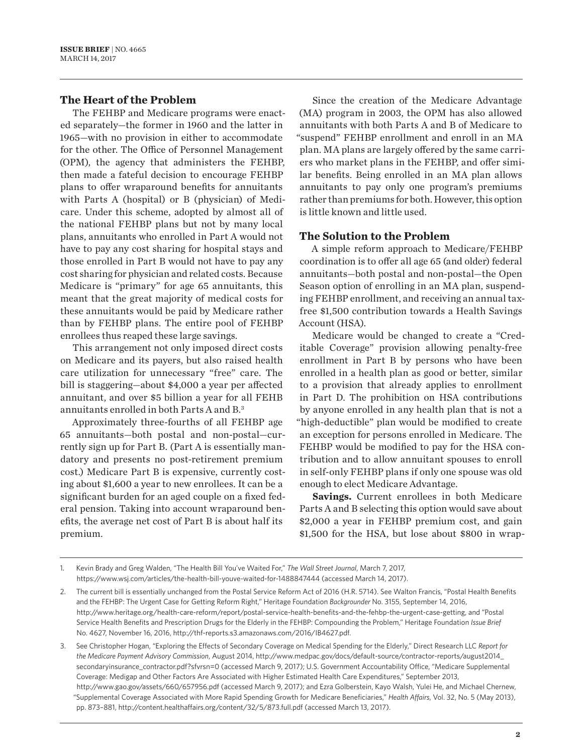## The Heart of the Problem

The FEHBP and Medicare programs were enacted separately—the former in 1960 and the latter in 1965—with no provision in either to accommodate for the other. The Office of Personnel Management (OPM), the agency that administers the FEHBP, then made a fateful decision to encourage FEHBP plans to offer wraparound benefits for annuitants with Parts A (hospital) or B (physician) of Medicare. Under this scheme, adopted by almost all of the national FEHBP plans but not by many local plans, annuitants who enrolled in Part A would not have to pay any cost sharing for hospital stays and those enrolled in Part B would not have to pay any cost sharing for physician and related costs. Because Medicare is "primary" for age 65 annuitants, this meant that the great majority of medical costs for these annuitants would be paid by Medicare rather than by FEHBP plans. The entire pool of FEHBP enrollees thus reaped these large savings.

This arrangement not only imposed direct costs on Medicare and its payers, but also raised health care utilization for unnecessary "free" care. The bill is staggering—about $4,000 a year per affected annuitant, and over $5 billion a year for all FEHB annuitants enrolled in both Parts A and B.[3]

Approximately three-fourths of all FEHBP age 65 annuitants—both postal and non-postal—currently sign up for Part B. (Part A is essentially mandatory and presents no post-retirement premium cost.) Medicare Part B is expensive, currently costing about $1,600 a year to new enrollees. It can be a significant burden for an aged couple on a fixed federal pension. Taking into account wraparound benefits, the average net cost of Part B is about half its premium.

Since the creation of the Medicare Advantage (MA) program in 2003, the OPM has also allowed annuitants with both Parts A and B of Medicare to "suspend" FEHBP enrollment and enroll in an MA plan. MA plans are largely offered by the same carriers who market plans in the FEHBP, and offer similar benefits. Being enrolled in an MA plan allows annuitants to pay only one program's premiums rather than premiums for both. However, this option is little known and little used.

## The Solution to the Problem

A simple reform approach to Medicare/FEHBP coordination is to offer all age 65 (and older) federal annuitants—both postal and non-postal—the Open Season option of enrolling in an MA plan, suspending FEHBP enrollment, and receiving an annual tax-free $1,500 contribution towards a Health Savings Account (HSA).

Medicare would be changed to create a "Creditable Coverage" provision allowing penalty-free enrollment in Part B by persons who have been enrolled in a health plan as good or better, similar to a provision that already applies to enrollment in Part D. The prohibition on HSA contributions by anyone enrolled in any health plan that is not a "high-deductible" plan would be modified to create an exception for persons enrolled in Medicare. The FEHBP would be modified to pay for the HSA contribution and to allow annuitant spouses to enroll in self-only FEHBP plans if only one spouse was old enough to elect Medicare Advantage.

**Savings.** Current enrollees in both Medicare Parts A and B selecting this option would save about $2,000 a year in FEHBP premium cost, and gain $1,500 for the HSA, but lose about $800 in wrap-

---

1. Kevin Brady and Greg Walden, "The Health Bill You've Waited For," *The Wall Street Journal*, March 7, 2017, https://www.wsj.com/articles/the-health-bill-youve-waited-for-1488847444 (accessed March 14, 2017).
2. The current bill is essentially unchanged from the Postal Service Reform Act of 2016 (H.R. 5714). See Walton Francis, "Postal Health Benefits and the FEHBP: The Urgent Case for Getting Reform Right," Heritage Foundation *Backgrounder* No. 3155, September 14, 2016, http://www.heritage.org/health-care-reform/report/postal-service-health-benefits-and-the-fehbp-the-urgent-case-getting, and "Postal Service Health Benefits and Prescription Drugs for the Elderly in the FEHBP: Compounding the Problem," Heritage Foundation *Issue Brief* No. 4627, November 16, 2016, http://thf-reports.s3.amazonaws.com/2016/IB4627.pdf.
3. See Christopher Hogan, "Exploring the Effects of Secondary Coverage on Medical Spending for the Elderly," Direct Research LLC *Report for the Medicare Payment Advisory Commission*, August 2014, http://www.medpac.gov/docs/default-source/contractor-reports/august2014_secondaryinsurance_contractor.pdf?sfvrsn=0 (accessed March 9, 2017); U.S. Government Accountability Office, "Medicare Supplemental Coverage: Medigap and Other Factors Are Associated with Higher Estimated Health Care Expenditures," September 2013, http://www.gao.gov/assets/660/657956.pdf (accessed March 9, 2017); and Ezra Golberstein, Kayo Walsh, Yulei He, and Michael Chernew, "Supplemental Coverage Associated with More Rapid Spending Growth for Medicare Beneficiaries," *Health Affairs*, Vol. 32, No. 5 (May 2013), pp. 873–881, http://content.healthaffairs.org/content/32/5/873.full.pdf (accessed March 13, 2017).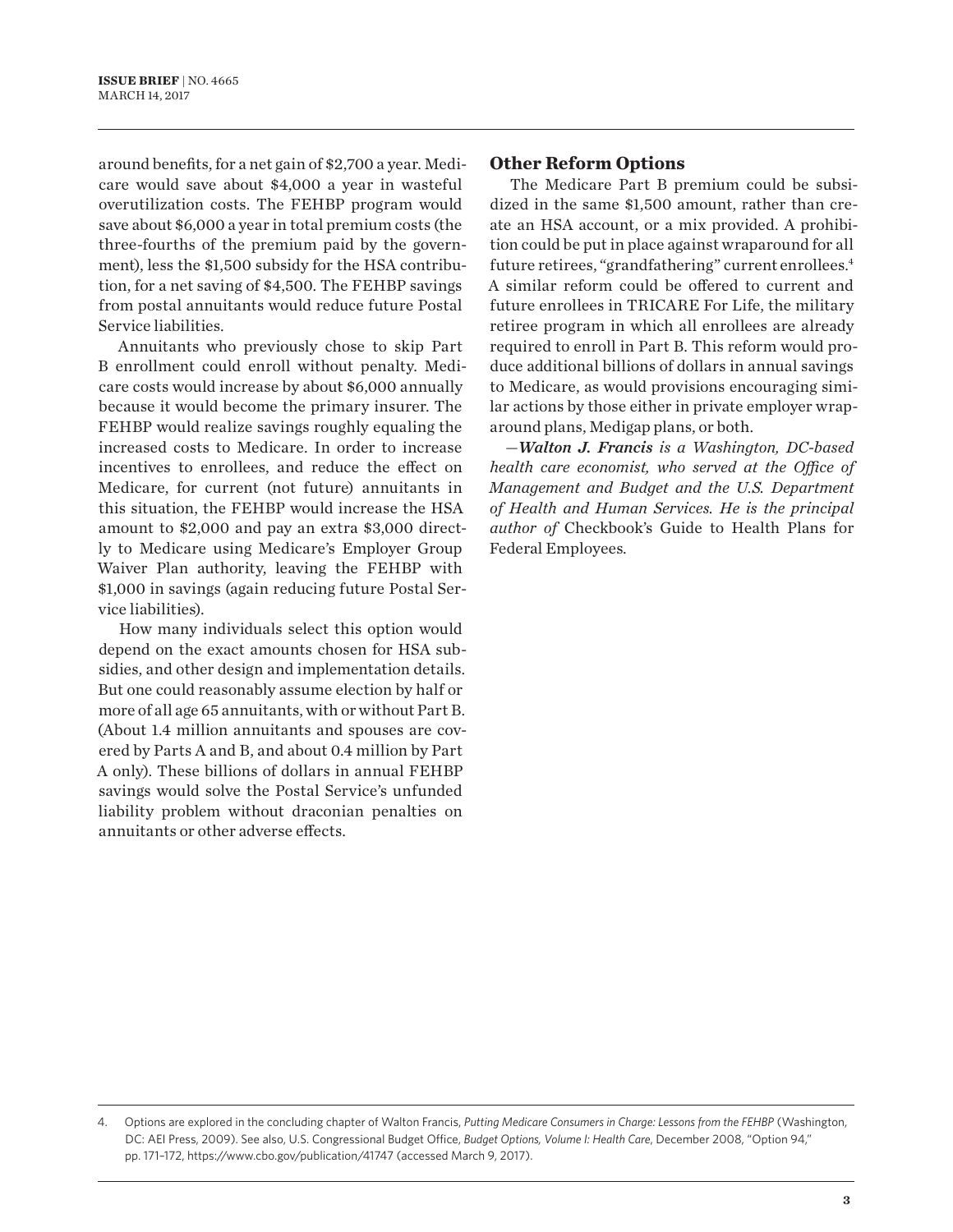around benefits, for a net gain of $2,700 a year. Medicare would save about $4,000 a year in wasteful overutilization costs. The FEHBP program would save about $6,000 a year in total premium costs (the three-fourths of the premium paid by the government), less the $1,500 subsidy for the HSA contribution, for a net saving of $4,500. The FEHBP savings from postal annuitants would reduce future Postal Service liabilities.

Annuitants who previously chose to skip Part B enrollment could enroll without penalty. Medicare costs would increase by about $6,000 annually because it would become the primary insurer. The FEHBP would realize savings roughly equaling the increased costs to Medicare. In order to increase incentives to enrollees, and reduce the effect on Medicare, for current (not future) annuitants in this situation, the FEHBP would increase the HSA amount to $2,000 and pay an extra $3,000 directly to Medicare using Medicare's Employer Group Waiver Plan authority, leaving the FEHBP with $1,000 in savings (again reducing future Postal Service liabilities).

How many individuals select this option would depend on the exact amounts chosen for HSA subsidies, and other design and implementation details. But one could reasonably assume election by half or more of all age 65 annuitants, with or without Part B. (About 1.4 million annuitants and spouses are covered by Parts A and B, and about 0.4 million by Part A only). These billions of dollars in annual FEHBP savings would solve the Postal Service's unfunded liability problem without draconian penalties on annuitants or other adverse effects.

## Other Reform Options

The Medicare Part B premium could be subsidized in the same $1,500 amount, rather than create an HSA account, or a mix provided. A prohibition could be put in place against wraparound for all future retirees, "grandfathering" current enrollees.[4] A similar reform could be offered to current and future enrollees in TRICARE For Life, the military retiree program in which all enrollees are already required to enroll in Part B. This reform would produce additional billions of dollars in annual savings to Medicare, as would provisions encouraging similar actions by those either in private employer wraparound plans, Medigap plans, or both.

*—**Walton J. Francis** is a Washington, DC-based health care economist, who served at the Office of Management and Budget and the U.S. Department of Health and Human Services. He is the principal author of* Checkbook's Guide to Health Plans for Federal Employees.

4. Options are explored in the concluding chapter of Walton Francis, *Putting Medicare Consumers in Charge: Lessons from the FEHBP* (Washington, DC: AEI Press, 2009). See also, U.S. Congressional Budget Office, *Budget Options, Volume I: Health Care*, December 2008, "Option 94," pp. 171–172, https://www.cbo.gov/publication/41747 (accessed March 9, 2017).